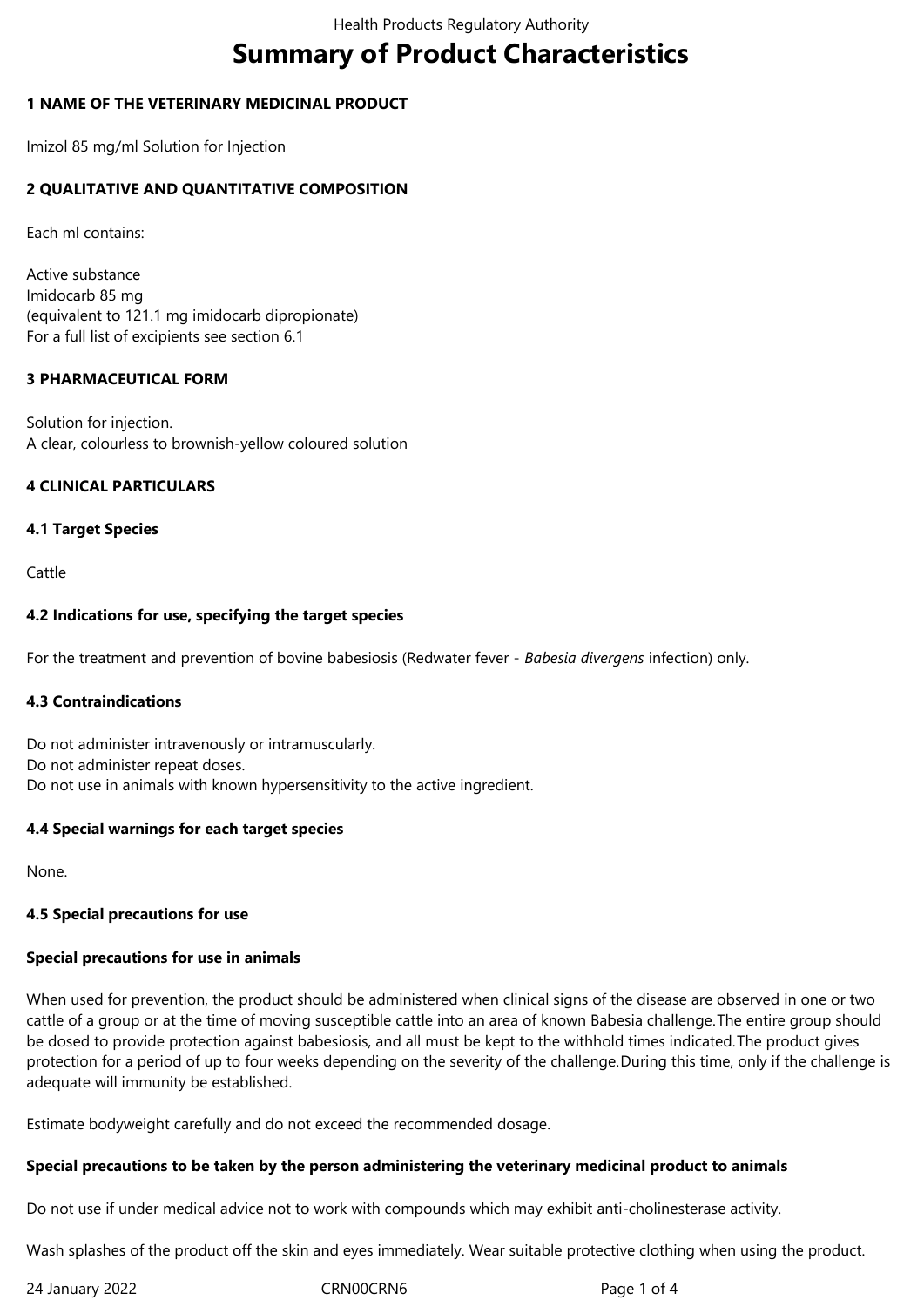# Summary of Product Characteristics

## 1 NAME OF THE VETERINARY MEDICINAL PRODUCT

Imizol 85 mg/ml Solution for Injection

## 2 QUALITATIVE AND QUANTITATIVE COMPOSITION

Each ml contains:

Active substance
Imidocarb 85 mg
(equivalent to 121.1 mg imidocarb dipropionate)
For a full list of excipients see section 6.1

## 3 PHARMACEUTICAL FORM

Solution for injection.
A clear, colourless to brownish-yellow coloured solution

## 4 CLINICAL PARTICULARS

### 4.1 Target Species

Cattle

### 4.2 Indications for use, specifying the target species

For the treatment and prevention of bovine babesiosis (Redwater fever - *Babesia divergens* infection) only.

### 4.3 Contraindications

Do not administer intravenously or intramuscularly.
Do not administer repeat doses.
Do not use in animals with known hypersensitivity to the active ingredient.

### 4.4 Special warnings for each target species

None.

### 4.5 Special precautions for use

**Special precautions for use in animals**

When used for prevention, the product should be administered when clinical signs of the disease are observed in one or two cattle of a group or at the time of moving susceptible cattle into an area of known Babesia challenge.The entire group should be dosed to provide protection against babesiosis, and all must be kept to the withhold times indicated.The product gives protection for a period of up to four weeks depending on the severity of the challenge.During this time, only if the challenge is adequate will immunity be established.

Estimate bodyweight carefully and do not exceed the recommended dosage.

**Special precautions to be taken by the person administering the veterinary medicinal product to animals**

Do not use if under medical advice not to work with compounds which may exhibit anti-cholinesterase activity.

Wash splashes of the product off the skin and eyes immediately. Wear suitable protective clothing when using the product.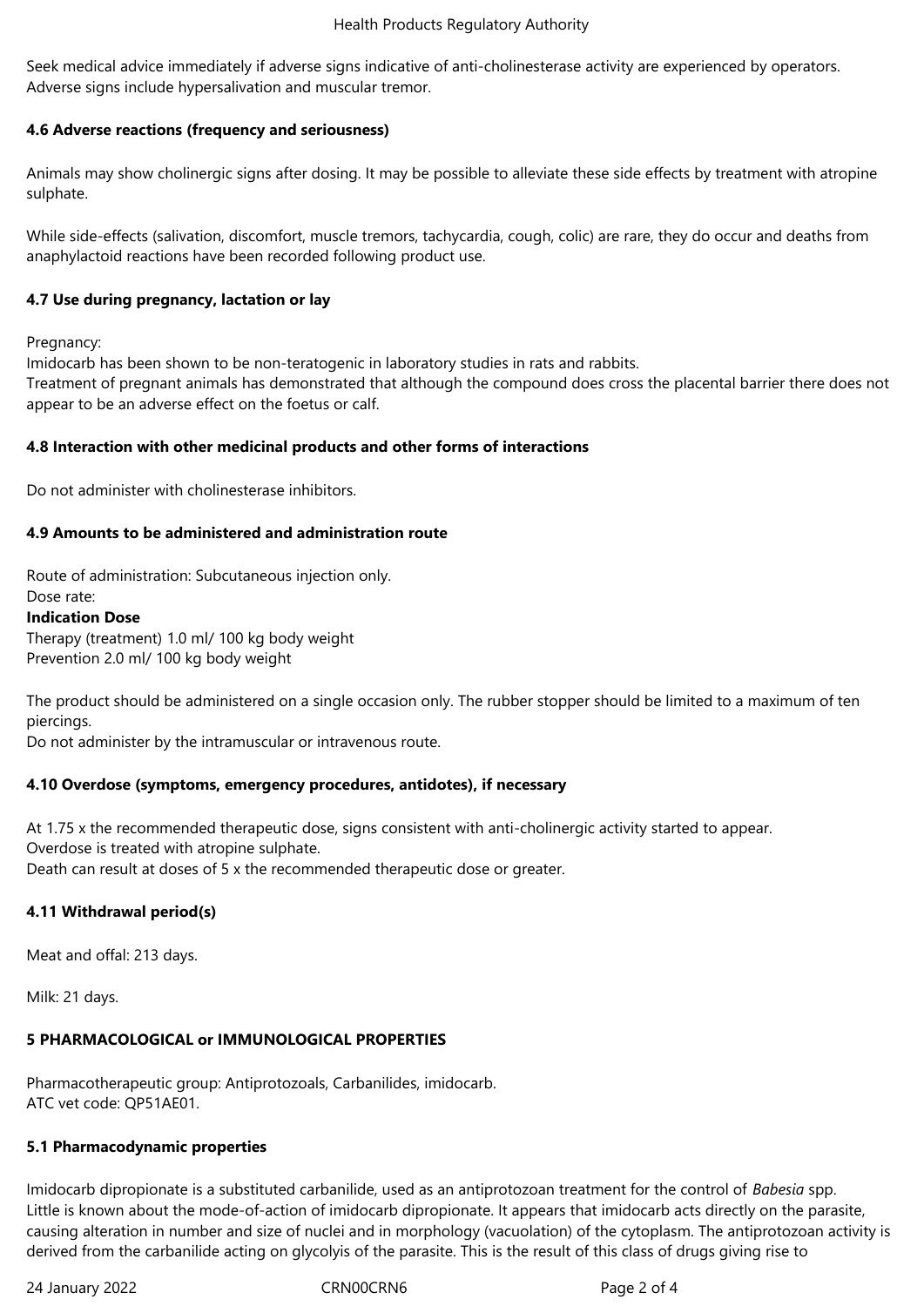Seek medical advice immediately if adverse signs indicative of anti-cholinesterase activity are experienced by operators. Adverse signs include hypersalivation and muscular tremor.

## 4.6 Adverse reactions (frequency and seriousness)

Animals may show cholinergic signs after dosing. It may be possible to alleviate these side effects by treatment with atropine sulphate.

While side-effects (salivation, discomfort, muscle tremors, tachycardia, cough, colic) are rare, they do occur and deaths from anaphylactoid reactions have been recorded following product use.

## 4.7 Use during pregnancy, lactation or lay

Pregnancy:
Imidocarb has been shown to be non-teratogenic in laboratory studies in rats and rabbits.
Treatment of pregnant animals has demonstrated that although the compound does cross the placental barrier there does not appear to be an adverse effect on the foetus or calf.

## 4.8 Interaction with other medicinal products and other forms of interactions

Do not administer with cholinesterase inhibitors.

## 4.9 Amounts to be administered and administration route

Route of administration: Subcutaneous injection only.
Dose rate:

| Indication | Dose |
|---|---|
| Therapy (treatment) | 1.0 ml/ 100 kg body weight |
| Prevention | 2.0 ml/ 100 kg body weight |

The product should be administered on a single occasion only. The rubber stopper should be limited to a maximum of ten piercings.
Do not administer by the intramuscular or intravenous route.

## 4.10 Overdose (symptoms, emergency procedures, antidotes), if necessary

At 1.75 x the recommended therapeutic dose, signs consistent with anti-cholinergic activity started to appear.
Overdose is treated with atropine sulphate.
Death can result at doses of 5 x the recommended therapeutic dose or greater.

## 4.11 Withdrawal period(s)

Meat and offal: 213 days.

Milk: 21 days.

# 5 PHARMACOLOGICAL or IMMUNOLOGICAL PROPERTIES

Pharmacotherapeutic group: Antiprotozoals, Carbanilides, imidocarb.
ATC vet code: QP51AE01.

## 5.1 Pharmacodynamic properties

Imidocarb dipropionate is a substituted carbanilide, used as an antiprotozoan treatment for the control of *Babesia* spp.
Little is known about the mode-of-action of imidocarb dipropionate. It appears that imidocarb acts directly on the parasite, causing alteration in number and size of nuclei and in morphology (vacuolation) of the cytoplasm. The antiprotozoan activity is derived from the carbanilide acting on glycolyis of the parasite. This is the result of this class of drugs giving rise to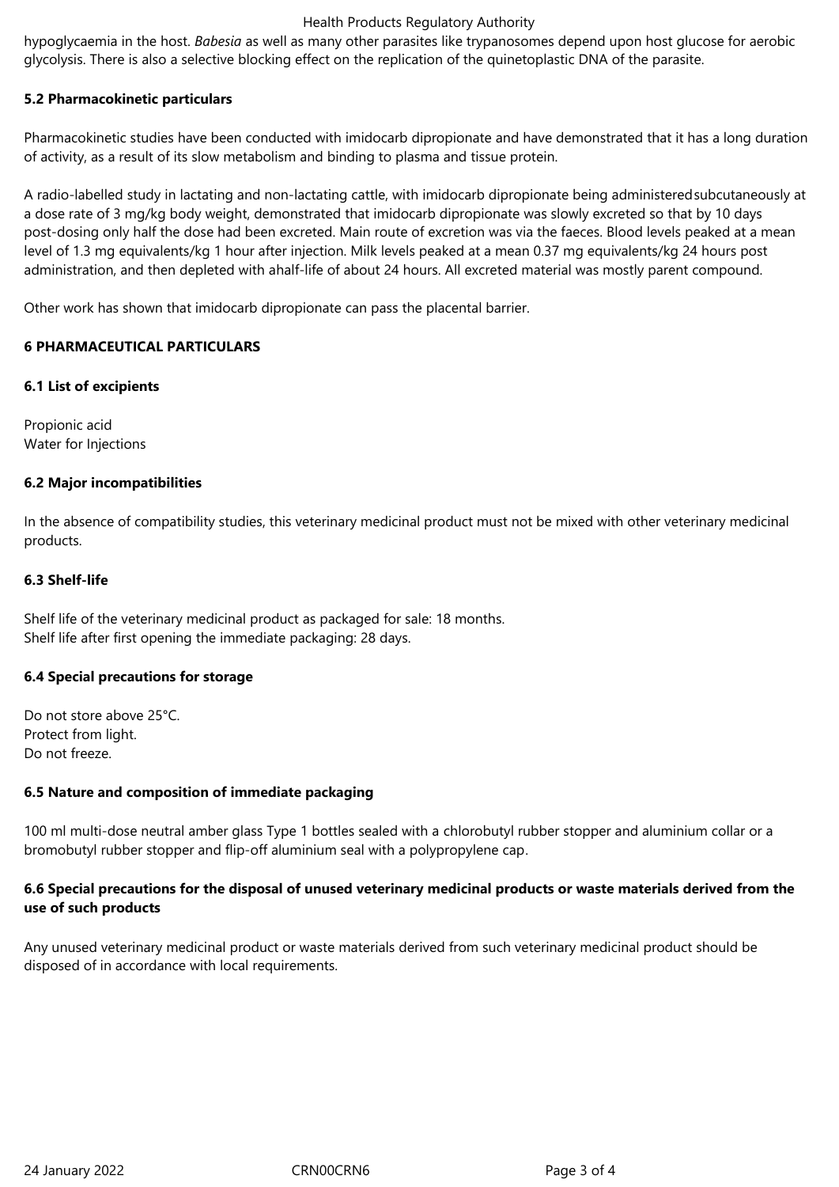hypoglycaemia in the host. *Babesia* as well as many other parasites like trypanosomes depend upon host glucose for aerobic glycolysis. There is also a selective blocking effect on the replication of the quinetoplastic DNA of the parasite.

## 5.2 Pharmacokinetic particulars

Pharmacokinetic studies have been conducted with imidocarb dipropionate and have demonstrated that it has a long duration of activity, as a result of its slow metabolism and binding to plasma and tissue protein.

A radio-labelled study in lactating and non-lactating cattle, with imidocarb dipropionate being administeredsubcutaneously at a dose rate of 3 mg/kg body weight, demonstrated that imidocarb dipropionate was slowly excreted so that by 10 days post-dosing only half the dose had been excreted. Main route of excretion was via the faeces. Blood levels peaked at a mean level of 1.3 mg equivalents/kg 1 hour after injection. Milk levels peaked at a mean 0.37 mg equivalents/kg 24 hours post administration, and then depleted with ahalf-life of about 24 hours. All excreted material was mostly parent compound.

Other work has shown that imidocarb dipropionate can pass the placental barrier.

# 6 PHARMACEUTICAL PARTICULARS

## 6.1 List of excipients

Propionic acid
Water for Injections

## 6.2 Major incompatibilities

In the absence of compatibility studies, this veterinary medicinal product must not be mixed with other veterinary medicinal products.

## 6.3 Shelf-life

Shelf life of the veterinary medicinal product as packaged for sale: 18 months.
Shelf life after first opening the immediate packaging: 28 days.

## 6.4 Special precautions for storage

Do not store above 25°C.
Protect from light.
Do not freeze.

## 6.5 Nature and composition of immediate packaging

100 ml multi-dose neutral amber glass Type 1 bottles sealed with a chlorobutyl rubber stopper and aluminium collar or a bromobutyl rubber stopper and flip-off aluminium seal with a polypropylene cap.

## 6.6 Special precautions for the disposal of unused veterinary medicinal products or waste materials derived from the use of such products

Any unused veterinary medicinal product or waste materials derived from such veterinary medicinal product should be disposed of in accordance with local requirements.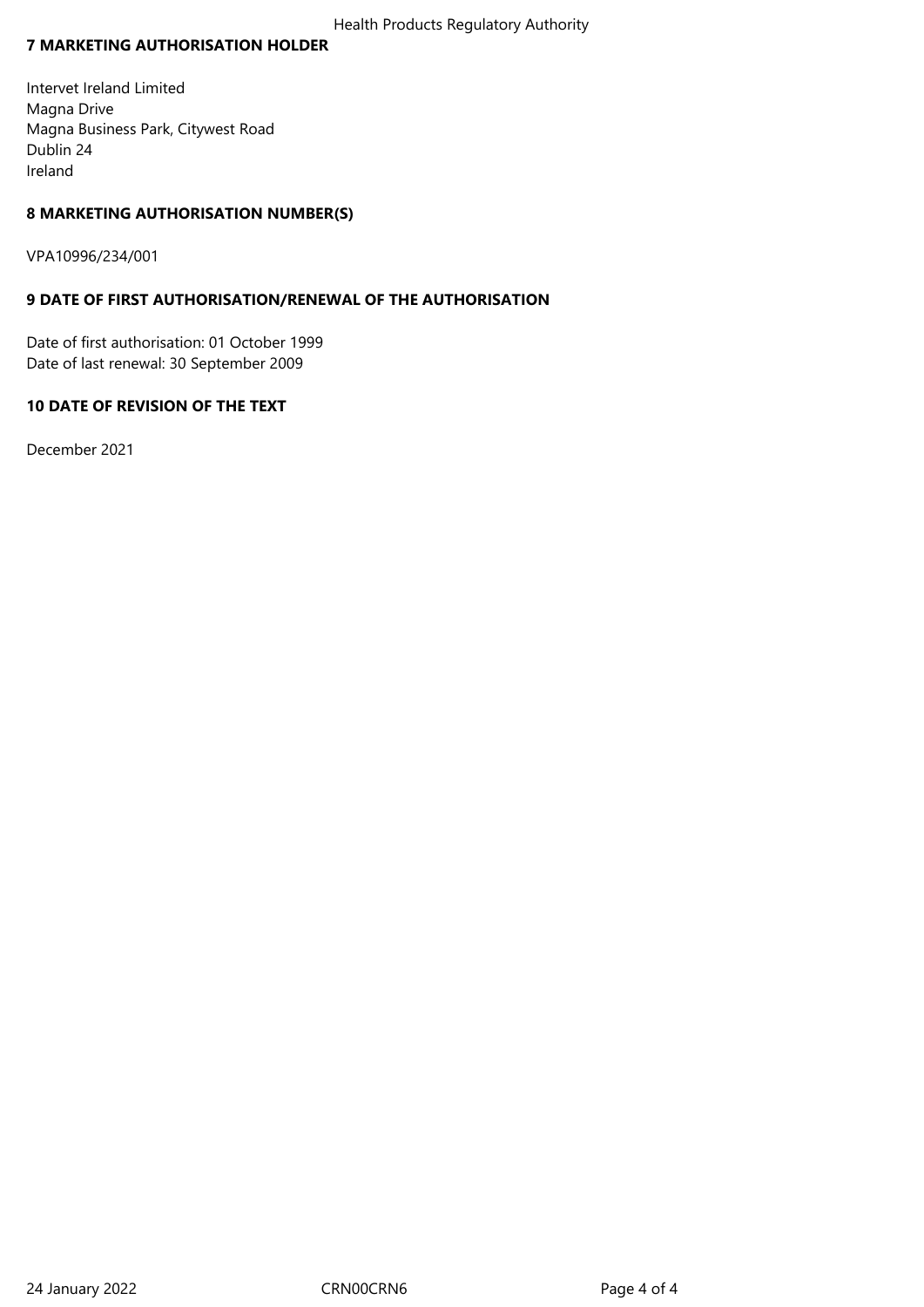## 7 MARKETING AUTHORISATION HOLDER

Intervet Ireland Limited
Magna Drive
Magna Business Park, Citywest Road
Dublin 24
Ireland

## 8 MARKETING AUTHORISATION NUMBER(S)

VPA10996/234/001

## 9 DATE OF FIRST AUTHORISATION/RENEWAL OF THE AUTHORISATION

Date of first authorisation: 01 October 1999
Date of last renewal: 30 September 2009

## 10 DATE OF REVISION OF THE TEXT

December 2021